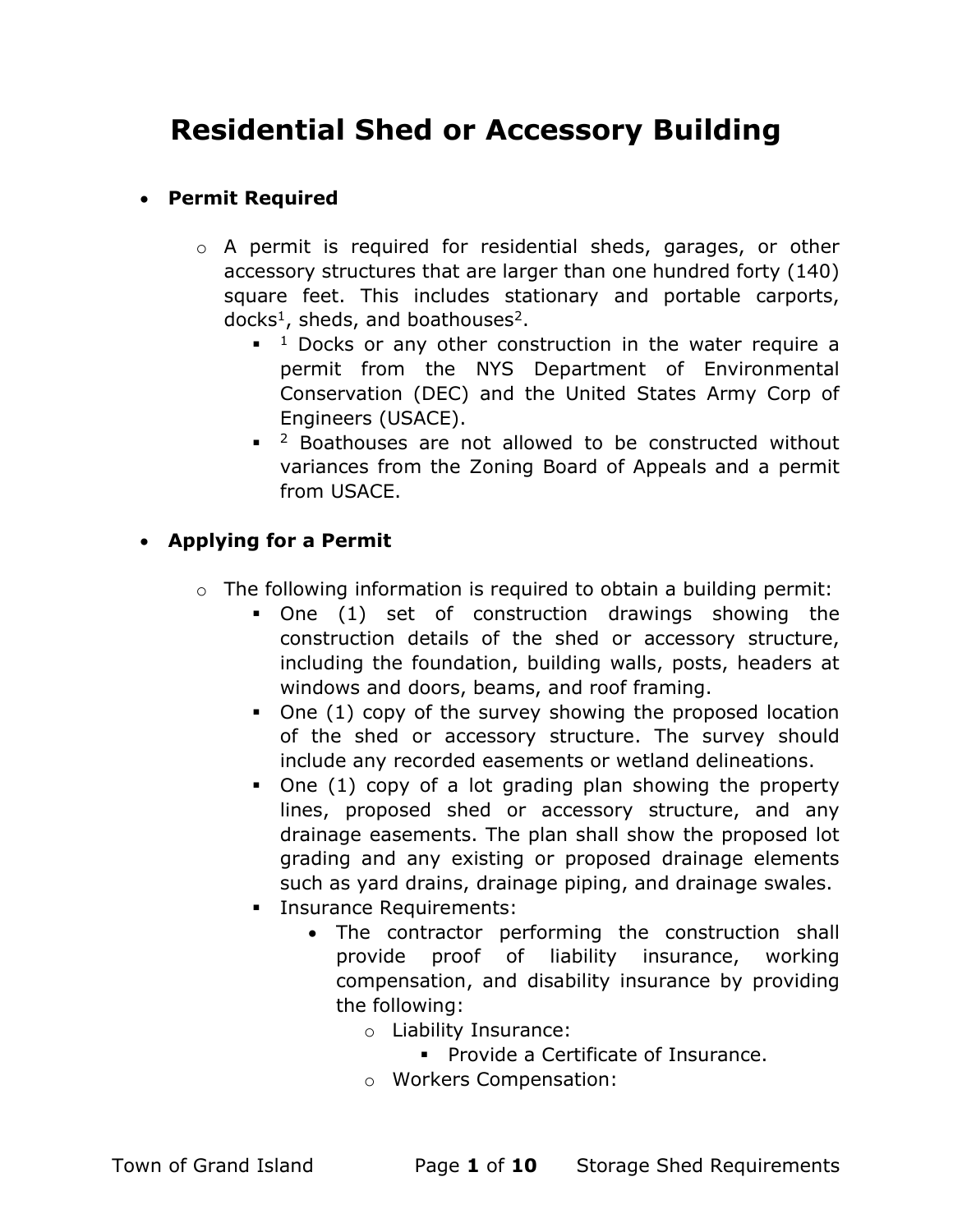# Residential Shed or Accessory Building

- **Permit Required**
  - A permit is required for residential sheds, garages, or other accessory structures that are larger than one hundred forty (140) square feet. This includes stationary and portable carports, docks[1], sheds, and boathouses[2].
    - [1] Docks or any other construction in the water require a permit from the NYS Department of Environmental Conservation (DEC) and the United States Army Corp of Engineers (USACE).
    - [2] Boathouses are not allowed to be constructed without variances from the Zoning Board of Appeals and a permit from USACE.

- **Applying for a Permit**
  - The following information is required to obtain a building permit:
    - One (1) set of construction drawings showing the construction details of the shed or accessory structure, including the foundation, building walls, posts, headers at windows and doors, beams, and roof framing.
    - One (1) copy of the survey showing the proposed location of the shed or accessory structure. The survey should include any recorded easements or wetland delineations.
    - One (1) copy of a lot grading plan showing the property lines, proposed shed or accessory structure, and any drainage easements. The plan shall show the proposed lot grading and any existing or proposed drainage elements such as yard drains, drainage piping, and drainage swales.
    - Insurance Requirements:
      - The contractor performing the construction shall provide proof of liability insurance, working compensation, and disability insurance by providing the following:
        - Liability Insurance:
          - Provide a Certificate of Insurance.
        - Workers Compensation: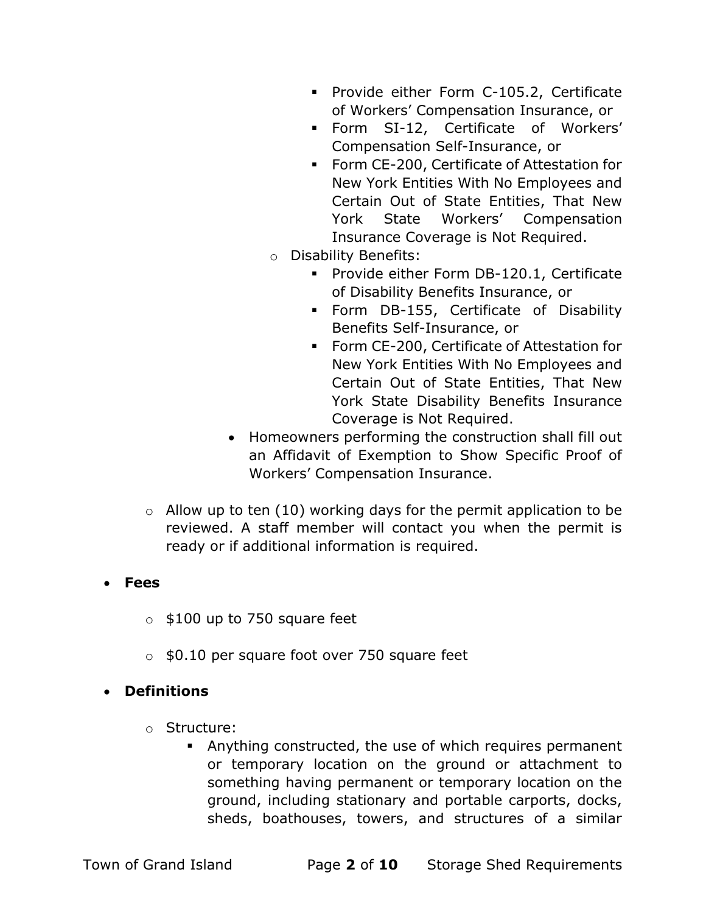- Provide either Form C-105.2, Certificate of Workers' Compensation Insurance, or
            - Form SI-12, Certificate of Workers' Compensation Self-Insurance, or
            - Form CE-200, Certificate of Attestation for New York Entities With No Employees and Certain Out of State Entities, That New York State Workers' Compensation Insurance Coverage is Not Required.
        - Disability Benefits:
            - Provide either Form DB-120.1, Certificate of Disability Benefits Insurance, or
            - Form DB-155, Certificate of Disability Benefits Self-Insurance, or
            - Form CE-200, Certificate of Attestation for New York Entities With No Employees and Certain Out of State Entities, That New York State Disability Benefits Insurance Coverage is Not Required.
    - Homeowners performing the construction shall fill out an Affidavit of Exemption to Show Specific Proof of Workers' Compensation Insurance.

- Allow up to ten (10) working days for the permit application to be reviewed. A staff member will contact you when the permit is ready or if additional information is required.

- **Fees**
    - $100 up to 750 square feet
    - $0.10 per square foot over 750 square feet

- **Definitions**
    - Structure:
        - Anything constructed, the use of which requires permanent or temporary location on the ground or attachment to something having permanent or temporary location on the ground, including stationary and portable carports, docks, sheds, boathouses, towers, and structures of a similar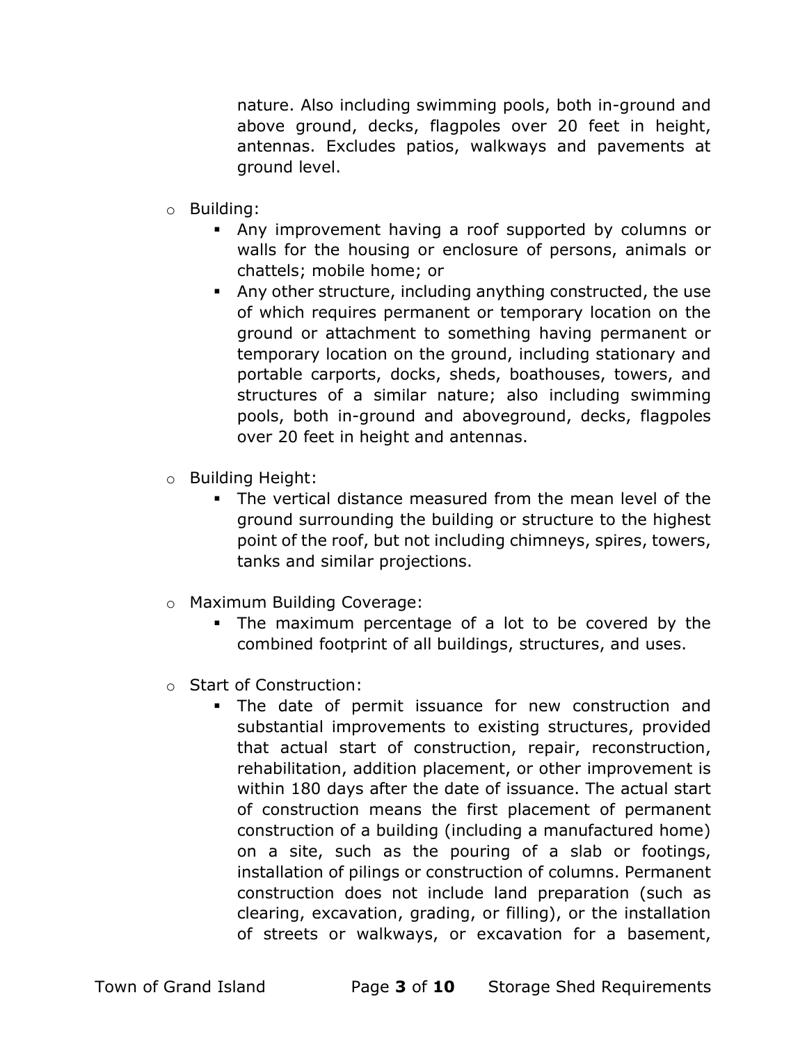nature. Also including swimming pools, both in-ground and above ground, decks, flagpoles over 20 feet in height, antennas. Excludes patios, walkways and pavements at ground level.

- Building:
  - Any improvement having a roof supported by columns or walls for the housing or enclosure of persons, animals or chattels; mobile home; or
  - Any other structure, including anything constructed, the use of which requires permanent or temporary location on the ground or attachment to something having permanent or temporary location on the ground, including stationary and portable carports, docks, sheds, boathouses, towers, and structures of a similar nature; also including swimming pools, both in-ground and aboveground, decks, flagpoles over 20 feet in height and antennas.

- Building Height:
  - The vertical distance measured from the mean level of the ground surrounding the building or structure to the highest point of the roof, but not including chimneys, spires, towers, tanks and similar projections.

- Maximum Building Coverage:
  - The maximum percentage of a lot to be covered by the combined footprint of all buildings, structures, and uses.

- Start of Construction:
  - The date of permit issuance for new construction and substantial improvements to existing structures, provided that actual start of construction, repair, reconstruction, rehabilitation, addition placement, or other improvement is within 180 days after the date of issuance. The actual start of construction means the first placement of permanent construction of a building (including a manufactured home) on a site, such as the pouring of a slab or footings, installation of pilings or construction of columns. Permanent construction does not include land preparation (such as clearing, excavation, grading, or filling), or the installation of streets or walkways, or excavation for a basement,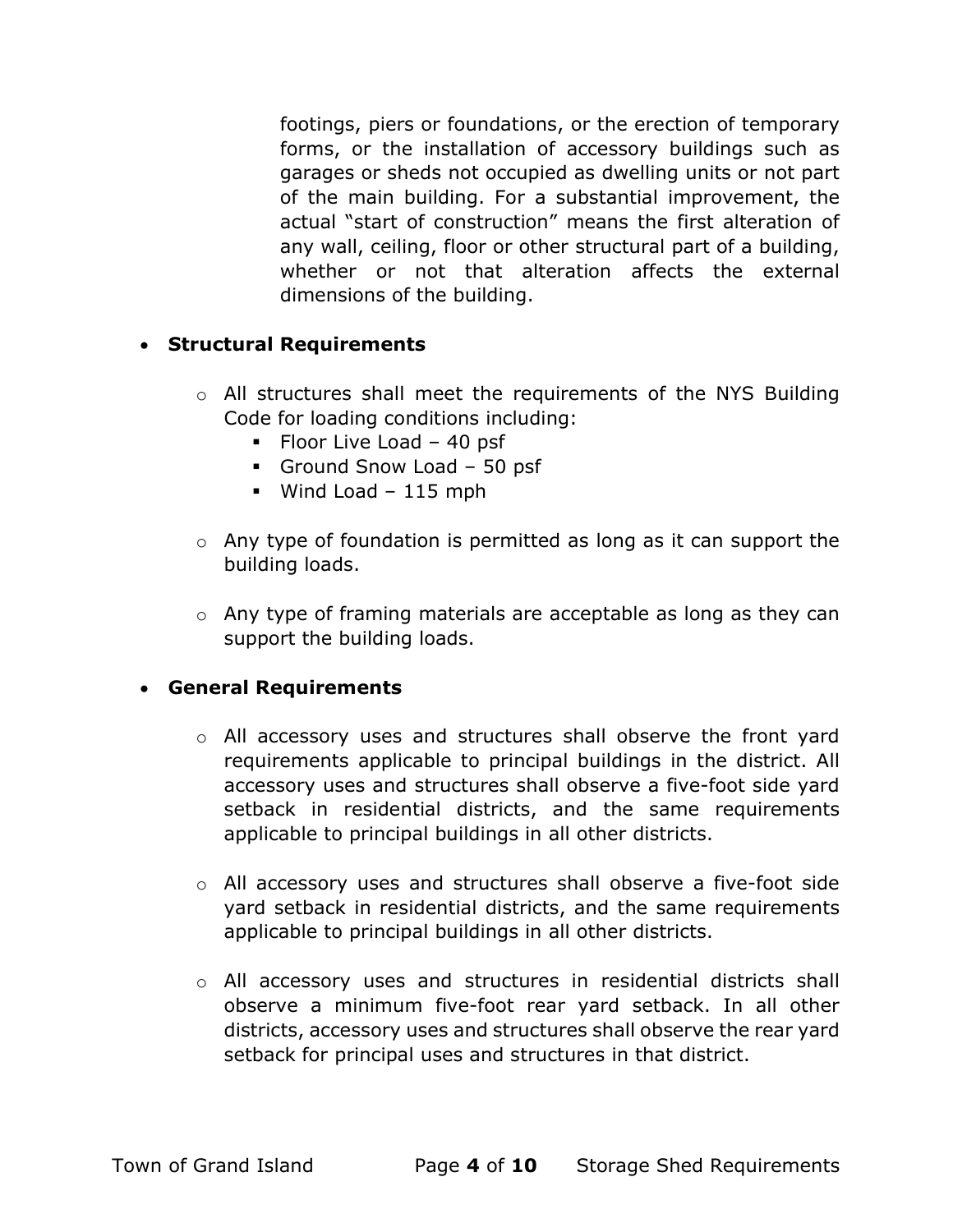footings, piers or foundations, or the erection of temporary forms, or the installation of accessory buildings such as garages or sheds not occupied as dwelling units or not part of the main building. For a substantial improvement, the actual "start of construction" means the first alteration of any wall, ceiling, floor or other structural part of a building, whether or not that alteration affects the external dimensions of the building.

- **Structural Requirements**

  - All structures shall meet the requirements of the NYS Building Code for loading conditions including:
    - Floor Live Load – 40 psf
    - Ground Snow Load – 50 psf
    - Wind Load – 115 mph

  - Any type of foundation is permitted as long as it can support the building loads.

  - Any type of framing materials are acceptable as long as they can support the building loads.

- **General Requirements**

  - All accessory uses and structures shall observe the front yard requirements applicable to principal buildings in the district. All accessory uses and structures shall observe a five-foot side yard setback in residential districts, and the same requirements applicable to principal buildings in all other districts.

  - All accessory uses and structures shall observe a five-foot side yard setback in residential districts, and the same requirements applicable to principal buildings in all other districts.

  - All accessory uses and structures in residential districts shall observe a minimum five-foot rear yard setback. In all other districts, accessory uses and structures shall observe the rear yard setback for principal uses and structures in that district.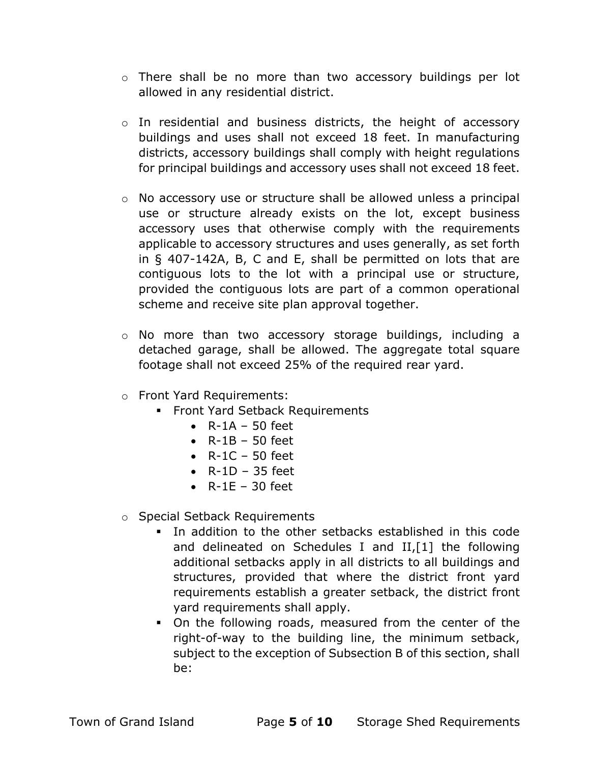- There shall be no more than two accessory buildings per lot allowed in any residential district.

- In residential and business districts, the height of accessory buildings and uses shall not exceed 18 feet. In manufacturing districts, accessory buildings shall comply with height regulations for principal buildings and accessory uses shall not exceed 18 feet.

- No accessory use or structure shall be allowed unless a principal use or structure already exists on the lot, except business accessory uses that otherwise comply with the requirements applicable to accessory structures and uses generally, as set forth in § 407-142A, B, C and E, shall be permitted on lots that are contiguous lots to the lot with a principal use or structure, provided the contiguous lots are part of a common operational scheme and receive site plan approval together.

- No more than two accessory storage buildings, including a detached garage, shall be allowed. The aggregate total square footage shall not exceed 25% of the required rear yard.

- Front Yard Requirements:
  - Front Yard Setback Requirements
    - R-1A – 50 feet
    - R-1B – 50 feet
    - R-1C – 50 feet
    - R-1D – 35 feet
    - R-1E – 30 feet

- Special Setback Requirements
  - In addition to the other setbacks established in this code and delineated on Schedules I and II,[1] the following additional setbacks apply in all districts to all buildings and structures, provided that where the district front yard requirements establish a greater setback, the district front yard requirements shall apply.
  - On the following roads, measured from the center of the right-of-way to the building line, the minimum setback, subject to the exception of Subsection B of this section, shall be: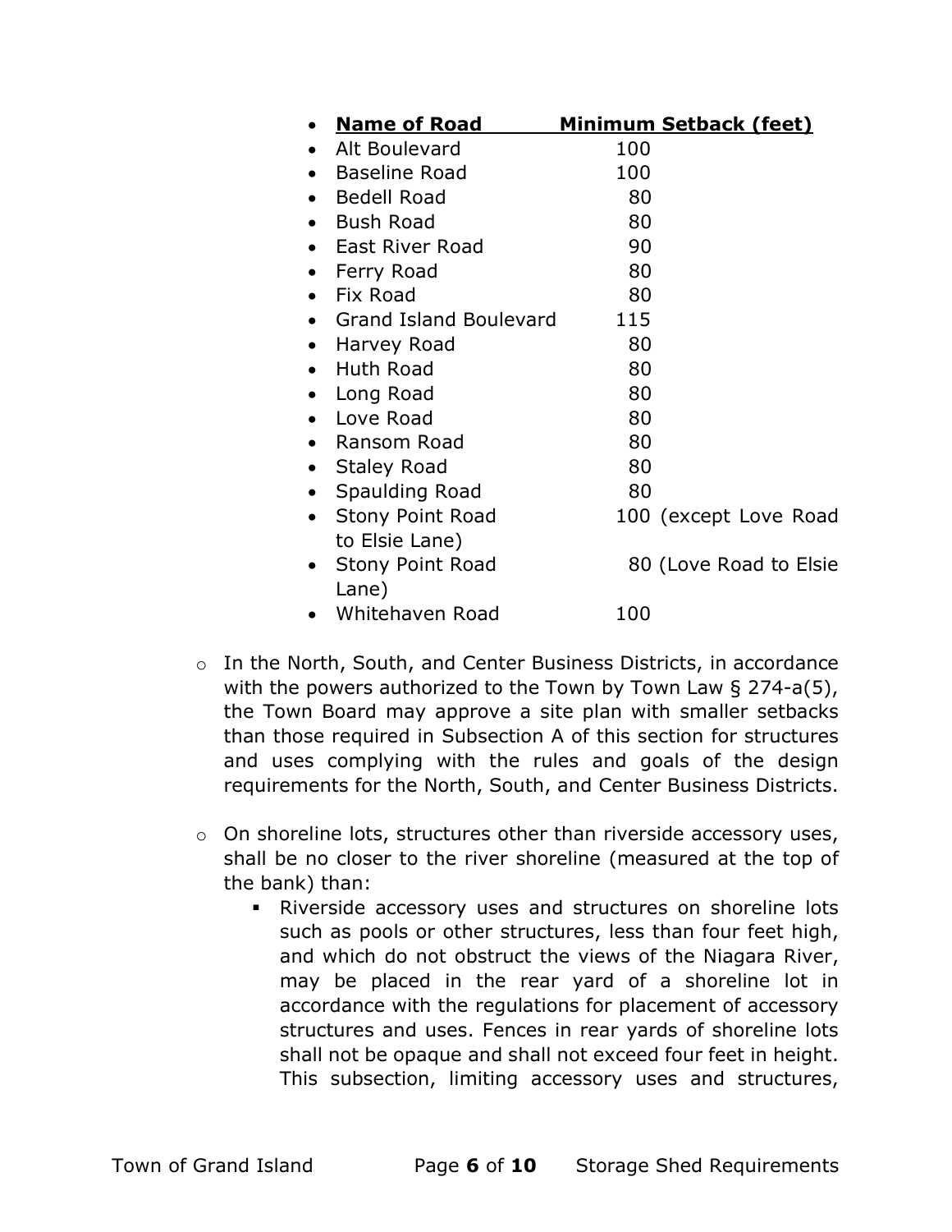| Name of Road | Minimum Setback (feet) |
| --- | --- |
| Alt Boulevard | 100 |
| Baseline Road | 100 |
| Bedell Road | 80 |
| Bush Road | 80 |
| East River Road | 90 |
| Ferry Road | 80 |
| Fix Road | 80 |
| Grand Island Boulevard | 115 |
| Harvey Road | 80 |
| Huth Road | 80 |
| Long Road | 80 |
| Love Road | 80 |
| Ransom Road | 80 |
| Staley Road | 80 |
| Spaulding Road | 80 |
| Stony Point Road to Elsie Lane) | 100 (except Love Road |
| Stony Point Road Lane) | 80 (Love Road to Elsie |
| Whitehaven Road | 100 |

- In the North, South, and Center Business Districts, in accordance with the powers authorized to the Town by Town Law § 274-a(5), the Town Board may approve a site plan with smaller setbacks than those required in Subsection A of this section for structures and uses complying with the rules and goals of the design requirements for the North, South, and Center Business Districts.

- On shoreline lots, structures other than riverside accessory uses, shall be no closer to the river shoreline (measured at the top of the bank) than:
  - Riverside accessory uses and structures on shoreline lots such as pools or other structures, less than four feet high, and which do not obstruct the views of the Niagara River, may be placed in the rear yard of a shoreline lot in accordance with the regulations for placement of accessory structures and uses. Fences in rear yards of shoreline lots shall not be opaque and shall not exceed four feet in height. This subsection, limiting accessory uses and structures,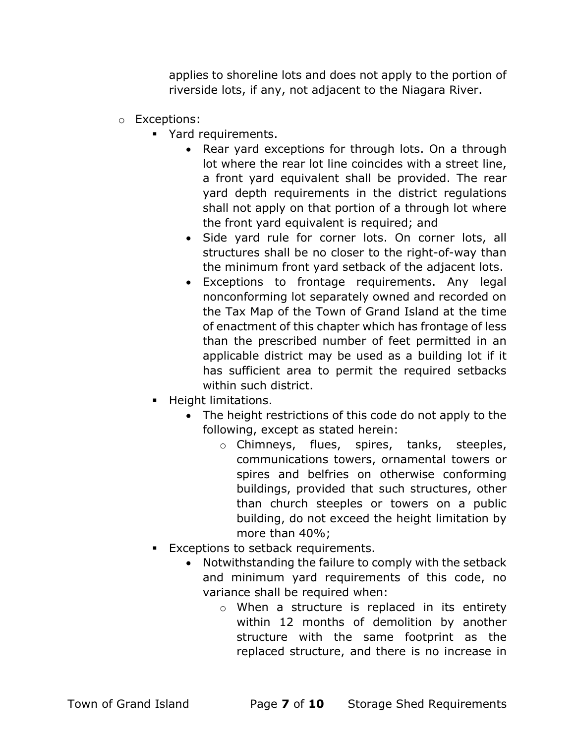applies to shoreline lots and does not apply to the portion of riverside lots, if any, not adjacent to the Niagara River.

- Exceptions:
  - Yard requirements.
    - Rear yard exceptions for through lots. On a through lot where the rear lot line coincides with a street line, a front yard equivalent shall be provided. The rear yard depth requirements in the district regulations shall not apply on that portion of a through lot where the front yard equivalent is required; and
    - Side yard rule for corner lots. On corner lots, all structures shall be no closer to the right-of-way than the minimum front yard setback of the adjacent lots.
    - Exceptions to frontage requirements. Any legal nonconforming lot separately owned and recorded on the Tax Map of the Town of Grand Island at the time of enactment of this chapter which has frontage of less than the prescribed number of feet permitted in an applicable district may be used as a building lot if it has sufficient area to permit the required setbacks within such district.
  - Height limitations.
    - The height restrictions of this code do not apply to the following, except as stated herein:
      - Chimneys, flues, spires, tanks, steeples, communications towers, ornamental towers or spires and belfries on otherwise conforming buildings, provided that such structures, other than church steeples or towers on a public building, do not exceed the height limitation by more than 40%;
  - Exceptions to setback requirements.
    - Notwithstanding the failure to comply with the setback and minimum yard requirements of this code, no variance shall be required when:
      - When a structure is replaced in its entirety within 12 months of demolition by another structure with the same footprint as the replaced structure, and there is no increase in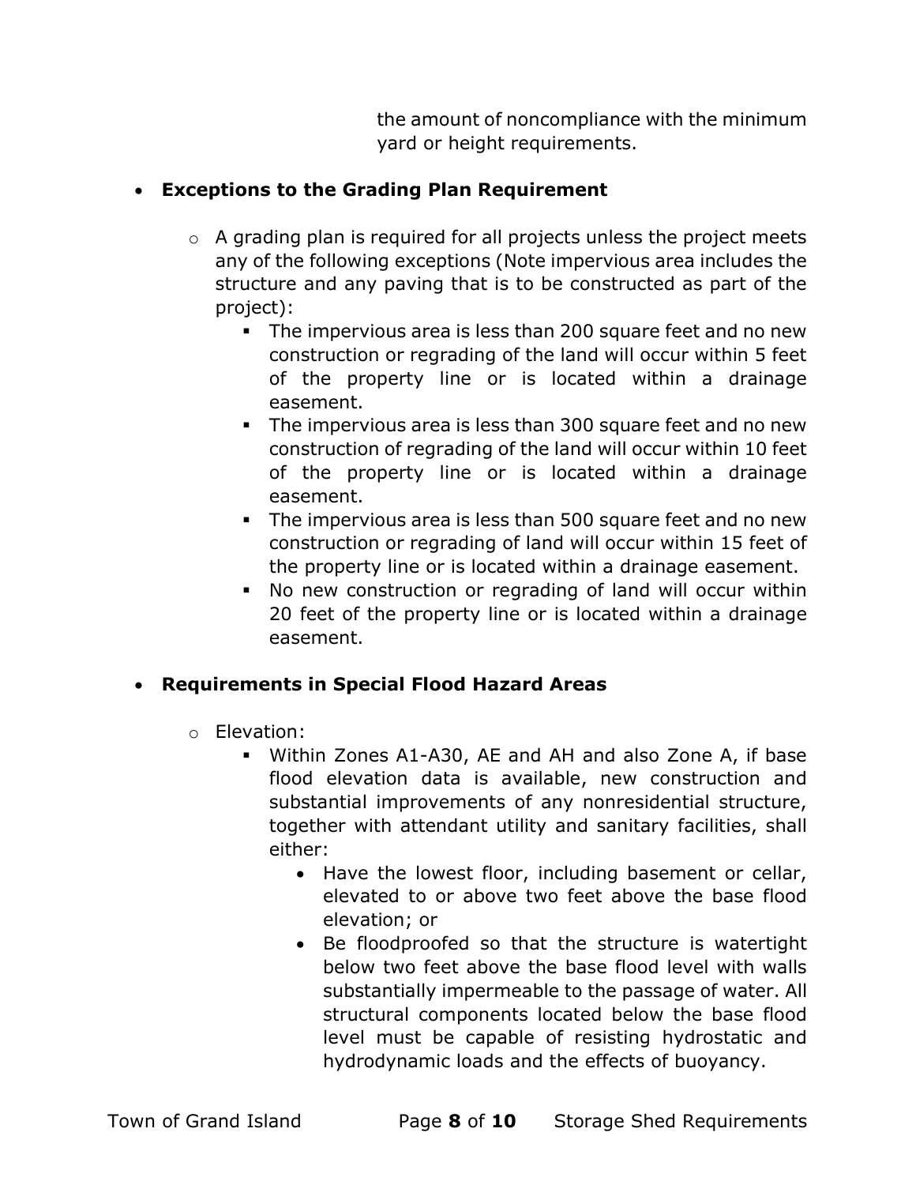the amount of noncompliance with the minimum yard or height requirements.

- **Exceptions to the Grading Plan Requirement**
  - A grading plan is required for all projects unless the project meets any of the following exceptions (Note impervious area includes the structure and any paving that is to be constructed as part of the project):
    - The impervious area is less than 200 square feet and no new construction or regrading of the land will occur within 5 feet of the property line or is located within a drainage easement.
    - The impervious area is less than 300 square feet and no new construction of regrading of the land will occur within 10 feet of the property line or is located within a drainage easement.
    - The impervious area is less than 500 square feet and no new construction or regrading of land will occur within 15 feet of the property line or is located within a drainage easement.
    - No new construction or regrading of land will occur within 20 feet of the property line or is located within a drainage easement.

- **Requirements in Special Flood Hazard Areas**
  - Elevation:
    - Within Zones A1-A30, AE and AH and also Zone A, if base flood elevation data is available, new construction and substantial improvements of any nonresidential structure, together with attendant utility and sanitary facilities, shall either:
      - Have the lowest floor, including basement or cellar, elevated to or above two feet above the base flood elevation; or
      - Be floodproofed so that the structure is watertight below two feet above the base flood level with walls substantially impermeable to the passage of water. All structural components located below the base flood level must be capable of resisting hydrostatic and hydrodynamic loads and the effects of buoyancy.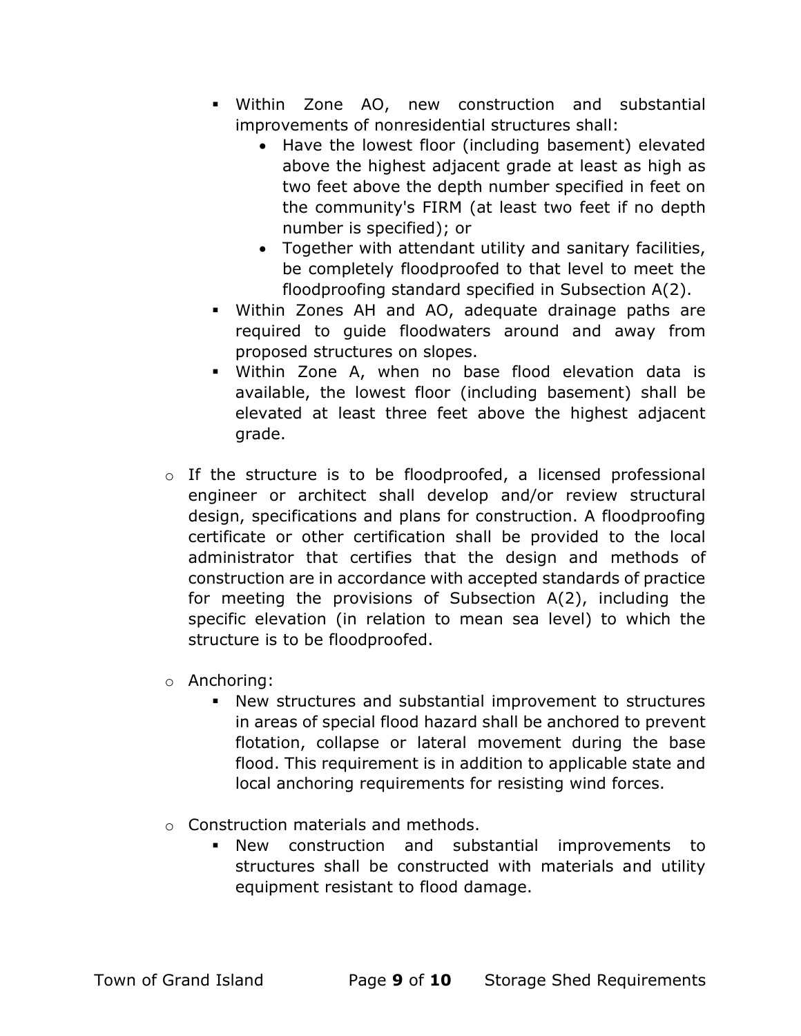- Within Zone AO, new construction and substantial improvements of nonresidential structures shall:
            - Have the lowest floor (including basement) elevated above the highest adjacent grade at least as high as two feet above the depth number specified in feet on the community's FIRM (at least two feet if no depth number is specified); or
            - Together with attendant utility and sanitary facilities, be completely floodproofed to that level to meet the floodproofing standard specified in Subsection A(2).
        - Within Zones AH and AO, adequate drainage paths are required to guide floodwaters around and away from proposed structures on slopes.
        - Within Zone A, when no base flood elevation data is available, the lowest floor (including basement) shall be elevated at least three feet above the highest adjacent grade.

    - If the structure is to be floodproofed, a licensed professional engineer or architect shall develop and/or review structural design, specifications and plans for construction. A floodproofing certificate or other certification shall be provided to the local administrator that certifies that the design and methods of construction are in accordance with accepted standards of practice for meeting the provisions of Subsection A(2), including the specific elevation (in relation to mean sea level) to which the structure is to be floodproofed.

    - Anchoring:
        - New structures and substantial improvement to structures in areas of special flood hazard shall be anchored to prevent flotation, collapse or lateral movement during the base flood. This requirement is in addition to applicable state and local anchoring requirements for resisting wind forces.

    - Construction materials and methods.
        - New construction and substantial improvements to structures shall be constructed with materials and utility equipment resistant to flood damage.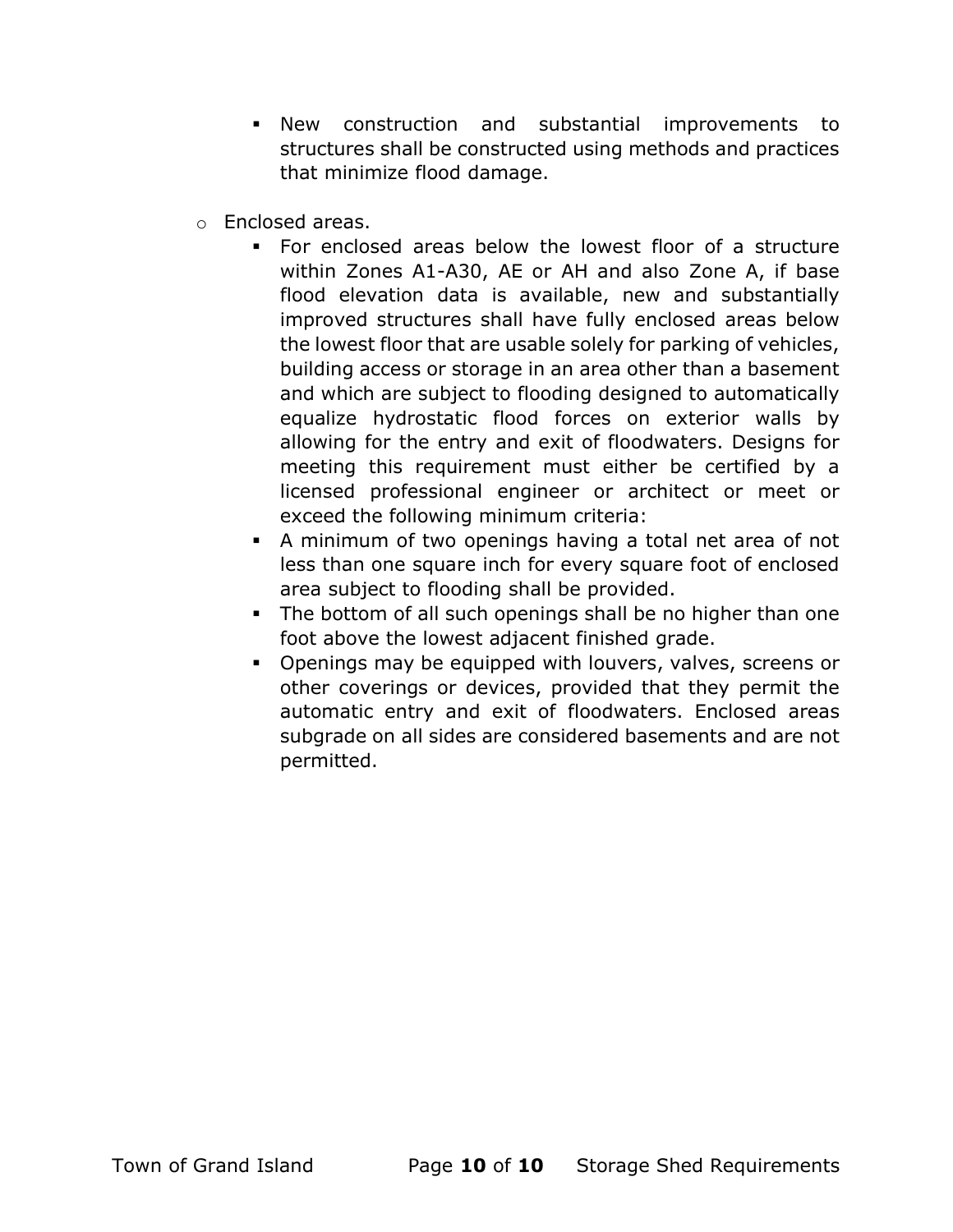- New construction and substantial improvements to structures shall be constructed using methods and practices that minimize flood damage.

- Enclosed areas.
    - For enclosed areas below the lowest floor of a structure within Zones A1-A30, AE or AH and also Zone A, if base flood elevation data is available, new and substantially improved structures shall have fully enclosed areas below the lowest floor that are usable solely for parking of vehicles, building access or storage in an area other than a basement and which are subject to flooding designed to automatically equalize hydrostatic flood forces on exterior walls by allowing for the entry and exit of floodwaters. Designs for meeting this requirement must either be certified by a licensed professional engineer or architect or meet or exceed the following minimum criteria:
    - A minimum of two openings having a total net area of not less than one square inch for every square foot of enclosed area subject to flooding shall be provided.
    - The bottom of all such openings shall be no higher than one foot above the lowest adjacent finished grade.
    - Openings may be equipped with louvers, valves, screens or other coverings or devices, provided that they permit the automatic entry and exit of floodwaters. Enclosed areas subgrade on all sides are considered basements and are not permitted.